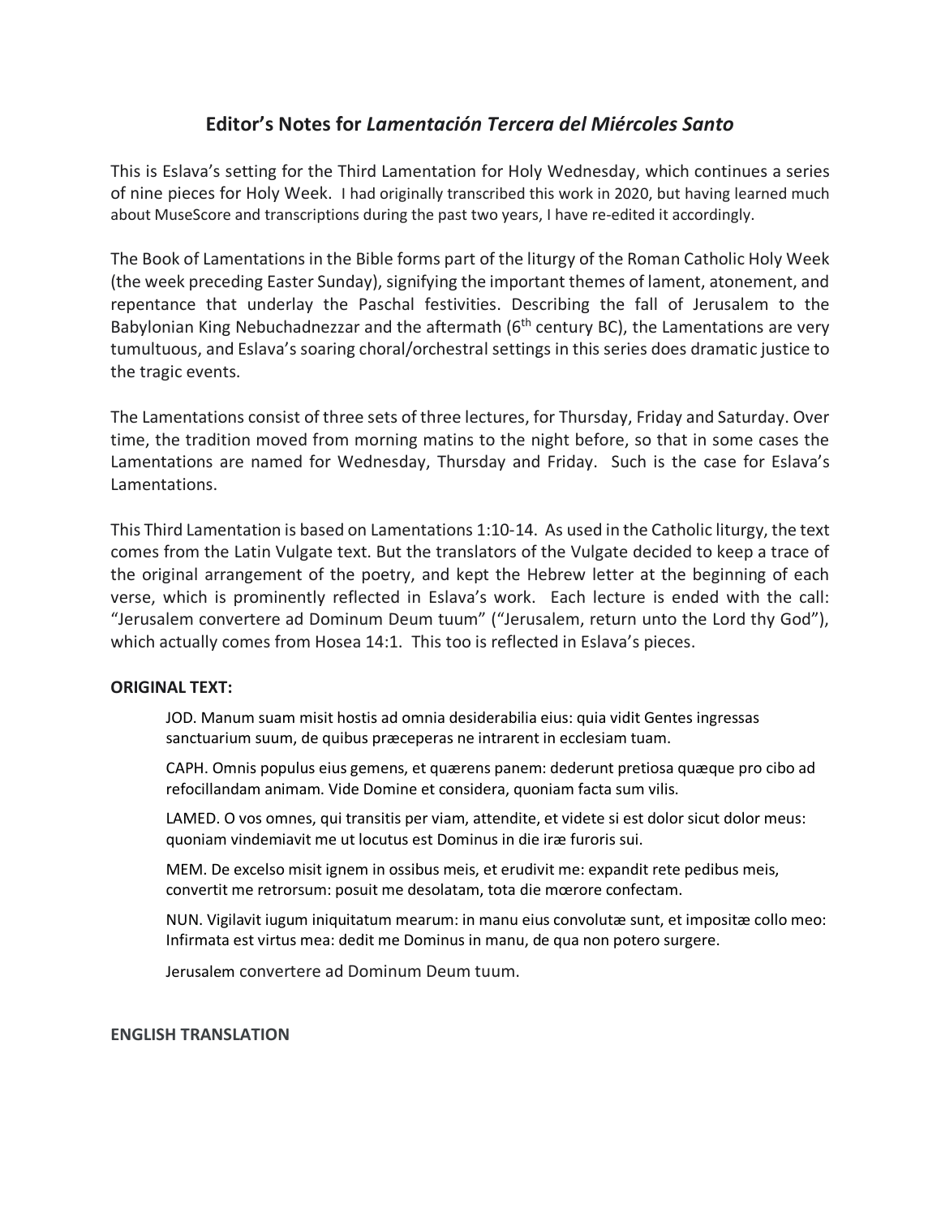## Editor's Notes for *Lamentación Tercera del Miércoles Santo*

This is Eslava's setting for the Third Lamentation for Holy Wednesday, which continues a series of nine pieces for Holy Week. I had originally transcribed this work in 2020, but having learned much about MuseScore and transcriptions during the past two years, I have re-edited it accordingly.

The Book of Lamentations in the Bible forms part of the liturgy of the Roman Catholic Holy Week (the week preceding Easter Sunday), signifying the important themes of lament, atonement, and repentance that underlay the Paschal festivities. Describing the fall of Jerusalem to the Babylonian King Nebuchadnezzar and the aftermath (6th century BC), the Lamentations are very tumultuous, and Eslava's soaring choral/orchestral settings in this series does dramatic justice to the tragic events.

The Lamentations consist of three sets of three lectures, for Thursday, Friday and Saturday. Over time, the tradition moved from morning matins to the night before, so that in some cases the Lamentations are named for Wednesday, Thursday and Friday. Such is the case for Eslava's Lamentations.

This Third Lamentation is based on Lamentations 1:10-14. As used in the Catholic liturgy, the text comes from the Latin Vulgate text. But the translators of the Vulgate decided to keep a trace of the original arrangement of the poetry, and kept the Hebrew letter at the beginning of each verse, which is prominently reflected in Eslava's work. Each lecture is ended with the call: "Jerusalem convertere ad Dominum Deum tuum" ("Jerusalem, return unto the Lord thy God"), which actually comes from Hosea 14:1. This too is reflected in Eslava's pieces.

**ORIGINAL TEXT:**

> JOD. Manum suam misit hostis ad omnia desiderabilia eius: quia vidit Gentes ingressas sanctuarium suum, de quibus præceperas ne intrarent in ecclesiam tuam.
>
> CAPH. Omnis populus eius gemens, et quærens panem: dederunt pretiosa quæque pro cibo ad refocillandam animam. Vide Domine et considera, quoniam facta sum vilis.
>
> LAMED. O vos omnes, qui transitis per viam, attendite, et videte si est dolor sicut dolor meus: quoniam vindemiavit me ut locutus est Dominus in die iræ furoris sui.
>
> MEM. De excelso misit ignem in ossibus meis, et erudivit me: expandit rete pedibus meis, convertit me retrorsum: posuit me desolatam, tota die mœrore confectam.
>
> NUN. Vigilavit iugum iniquitatum mearum: in manu eius convolutæ sunt, et impositæ collo meo: Infirmata est virtus mea: dedit me Dominus in manu, de qua non potero surgere.
>
> Jerusalem convertere ad Dominum Deum tuum.

**ENGLISH TRANSLATION**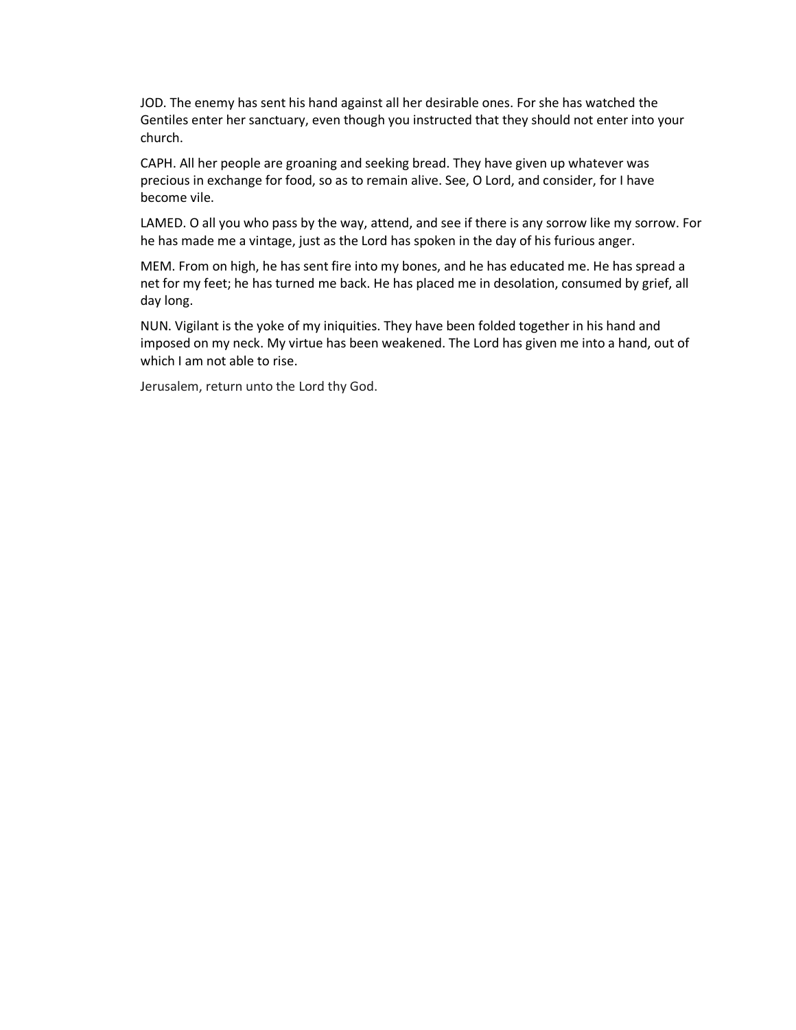JOD. The enemy has sent his hand against all her desirable ones. For she has watched the Gentiles enter her sanctuary, even though you instructed that they should not enter into your church.

CAPH. All her people are groaning and seeking bread. They have given up whatever was precious in exchange for food, so as to remain alive. See, O Lord, and consider, for I have become vile.

LAMED. O all you who pass by the way, attend, and see if there is any sorrow like my sorrow. For he has made me a vintage, just as the Lord has spoken in the day of his furious anger.

MEM. From on high, he has sent fire into my bones, and he has educated me. He has spread a net for my feet; he has turned me back. He has placed me in desolation, consumed by grief, all day long.

NUN. Vigilant is the yoke of my iniquities. They have been folded together in his hand and imposed on my neck. My virtue has been weakened. The Lord has given me into a hand, out of which I am not able to rise.

Jerusalem, return unto the Lord thy God.